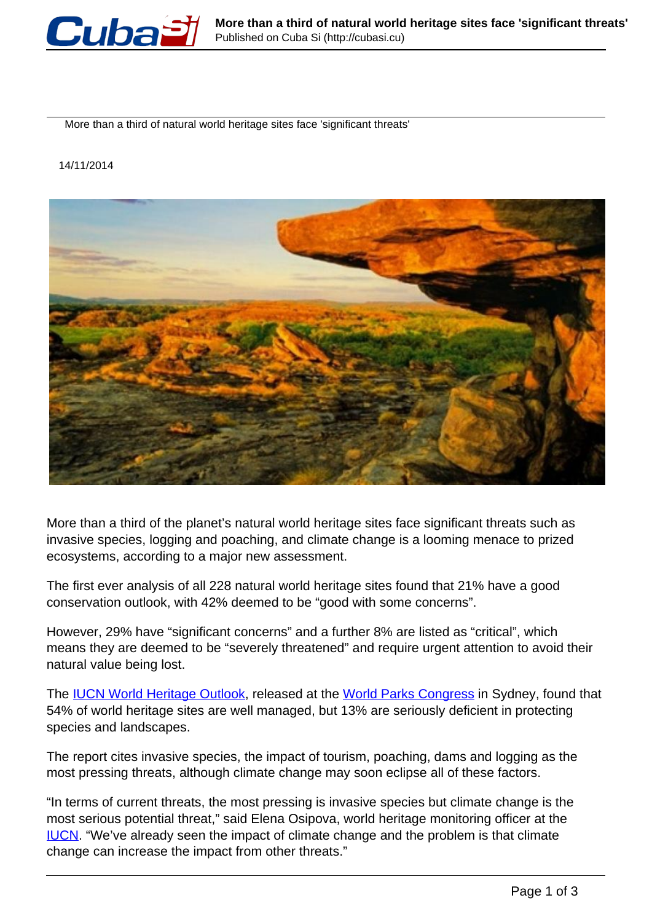More than a third of natural world heritage sites face 'significant threats'

14/11/2014

More than a third of the planet's natural world heritage sites face significant threats such as invasive species, logging and poaching, and climate change is a looming menace to prized ecosystems, according to a major new assessment.

The first ever analysis of all 228 natural world heritage sites found that 21% have a good conservation outlook, with 42% deemed to be "good with some concerns".

However, 29% have "significant concerns" and a further 8% are listed as "critical", which means they are deemed to be "severely threatened" and require urgent attention to avoid their natural value being lost.

The IUCN World Heritage Outlook, released at the World Parks Congress in Sydney, found that 54% of world heritage sites are well managed, but 13% are seriously deficient in protecting species and landscapes.

The report cites invasive species, the impact of tourism, poaching, dams and logging as the most pressing threats, although climate change may soon eclipse all of these factors.

"In terms of current threats, the most pressing is invasive species but climate change is the most serious potential threat," said Elena Osipova, world heritage monitoring officer at the IUCN. "We've already seen the impact of climate change and the problem is that climate change can increase the impact from other threats."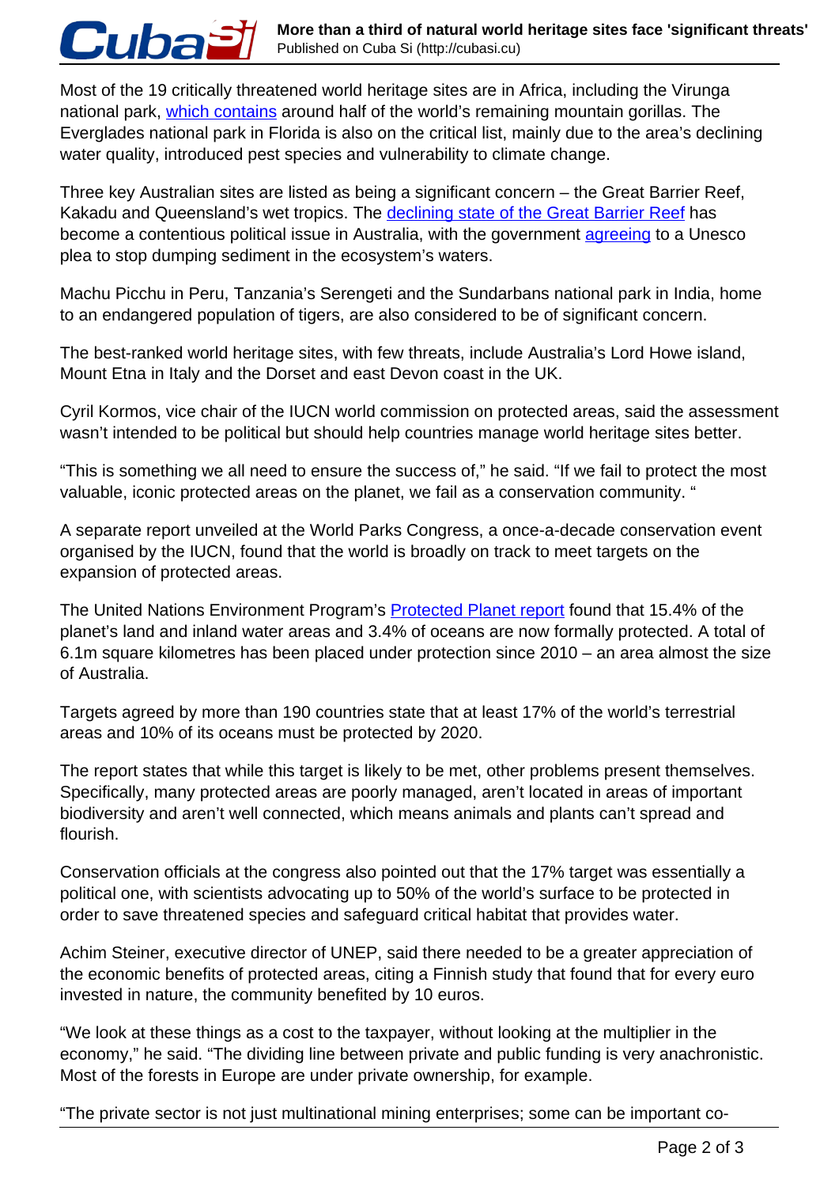Most of the 19 critically threatened world heritage sites are in Africa, including the Virunga national park, which contains around half of the world's remaining mountain gorillas. The Everglades national park in Florida is also on the critical list, mainly due to the area's declining water quality, introduced pest species and vulnerability to climate change.

Three key Australian sites are listed as being a significant concern – the Great Barrier Reef, Kakadu and Queensland's wet tropics. The declining state of the Great Barrier Reef has become a contentious political issue in Australia, with the government agreeing to a Unesco plea to stop dumping sediment in the ecosystem's waters.

Machu Picchu in Peru, Tanzania's Serengeti and the Sundarbans national park in India, home to an endangered population of tigers, are also considered to be of significant concern.

The best-ranked world heritage sites, with few threats, include Australia's Lord Howe island, Mount Etna in Italy and the Dorset and east Devon coast in the UK.

Cyril Kormos, vice chair of the IUCN world commission on protected areas, said the assessment wasn't intended to be political but should help countries manage world heritage sites better.

"This is something we all need to ensure the success of," he said. "If we fail to protect the most valuable, iconic protected areas on the planet, we fail as a conservation community. "

A separate report unveiled at the World Parks Congress, a once-a-decade conservation event organised by the IUCN, found that the world is broadly on track to meet targets on the expansion of protected areas.

The United Nations Environment Program's Protected Planet report found that 15.4% of the planet's land and inland water areas and 3.4% of oceans are now formally protected. A total of 6.1m square kilometres has been placed under protection since 2010 – an area almost the size of Australia.

Targets agreed by more than 190 countries state that at least 17% of the world's terrestrial areas and 10% of its oceans must be protected by 2020.

The report states that while this target is likely to be met, other problems present themselves. Specifically, many protected areas are poorly managed, aren't located in areas of important biodiversity and aren't well connected, which means animals and plants can't spread and flourish.

Conservation officials at the congress also pointed out that the 17% target was essentially a political one, with scientists advocating up to 50% of the world's surface to be protected in order to save threatened species and safeguard critical habitat that provides water.

Achim Steiner, executive director of UNEP, said there needed to be a greater appreciation of the economic benefits of protected areas, citing a Finnish study that found that for every euro invested in nature, the community benefited by 10 euros.

"We look at these things as a cost to the taxpayer, without looking at the multiplier in the economy," he said. "The dividing line between private and public funding is very anachronistic. Most of the forests in Europe are under private ownership, for example.

"The private sector is not just multinational mining enterprises; some can be important co-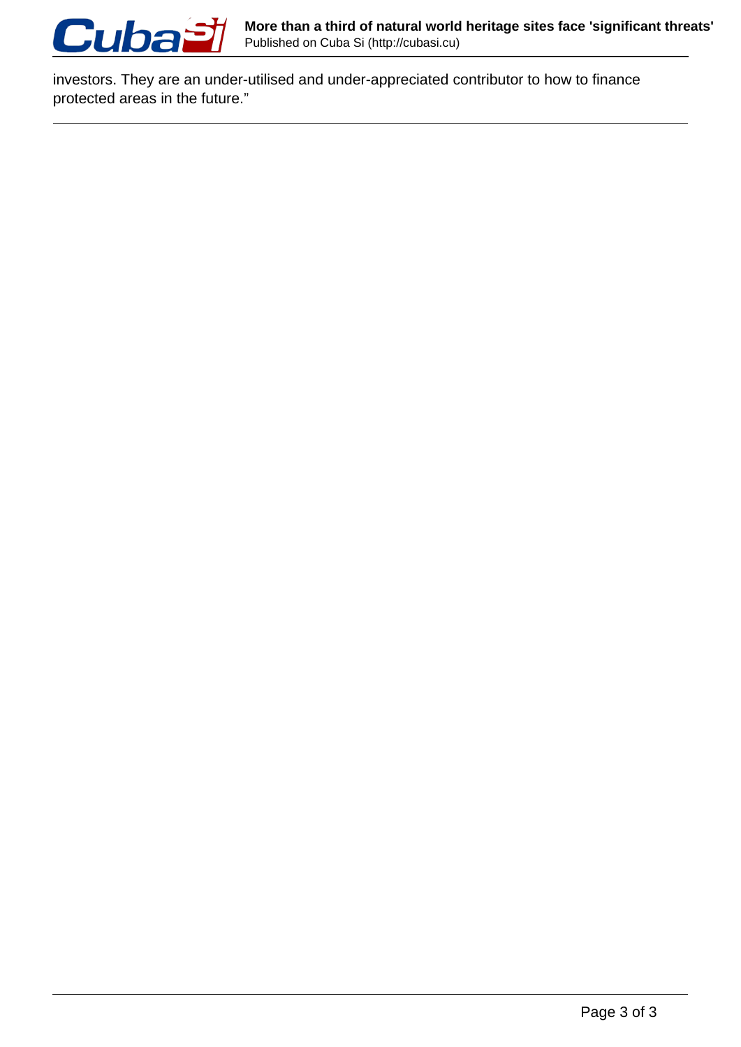investors. They are an under-utilised and under-appreciated contributor to how to finance protected areas in the future."